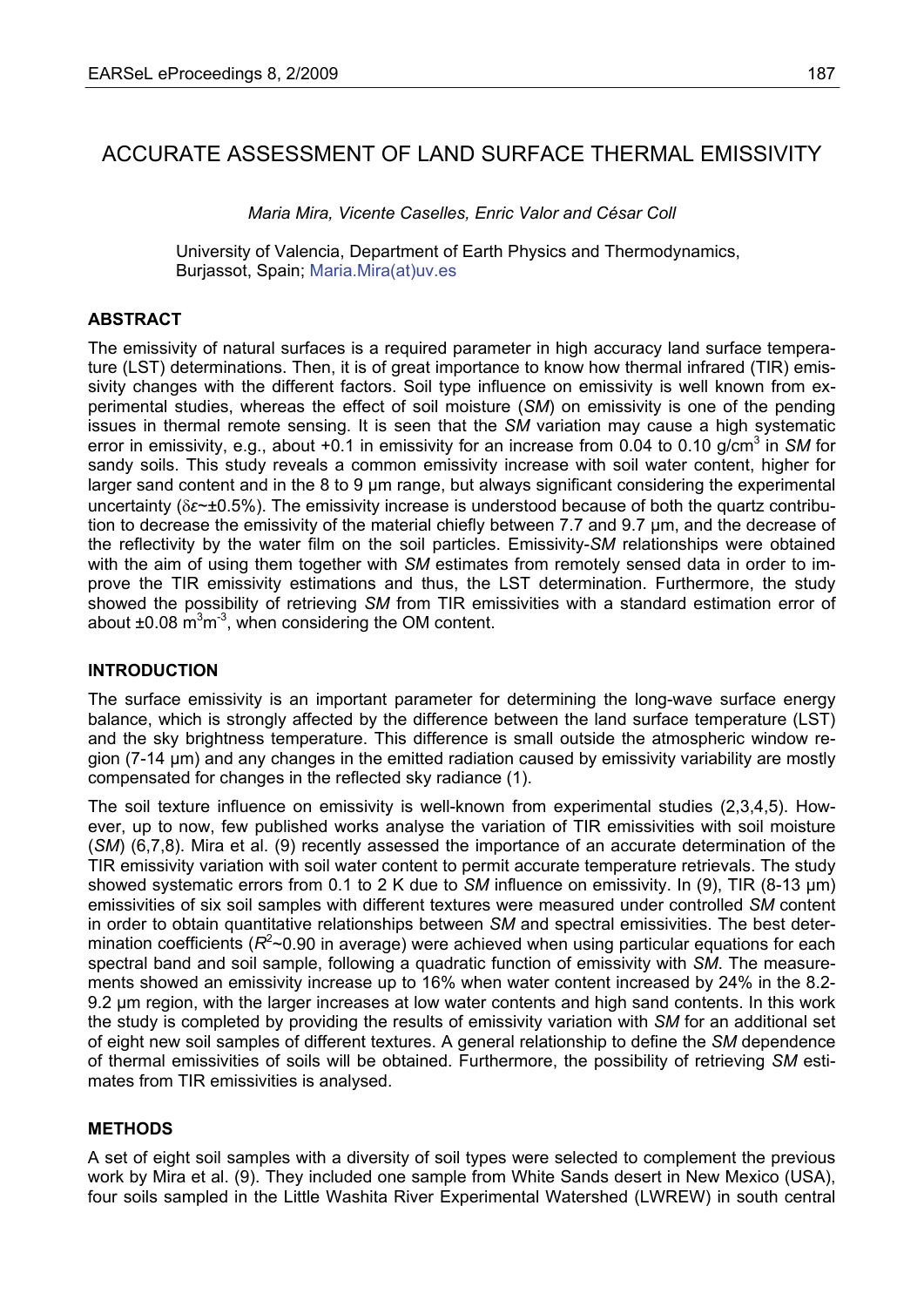# ACCURATE ASSESSMENT OF LAND SURFACE THERMAL EMISSIVITY

*Maria Mira, Vicente Caselles, Enric Valor and César Coll*

University of Valencia, Department of Earth Physics and Thermodynamics, Burjassot, Spain; Maria.Mira(at)uv.es

## ABSTRACT

The emissivity of natural surfaces is a required parameter in high accuracy land surface temperature (LST) determinations. Then, it is of great importance to know how thermal infrared (TIR) emissivity changes with the different factors. Soil type influence on emissivity is well known from experimental studies, whereas the effect of soil moisture (*SM*) on emissivity is one of the pending issues in thermal remote sensing. It is seen that the *SM* variation may cause a high systematic error in emissivity, e.g., about +0.1 in emissivity for an increase from 0.04 to 0.10 g/cm$^3$ in *SM* for sandy soils. This study reveals a common emissivity increase with soil water content, higher for larger sand content and in the 8 to 9 µm range, but always significant considering the experimental uncertainty ($\delta\varepsilon$~±0.5%). The emissivity increase is understood because of both the quartz contribution to decrease the emissivity of the material chiefly between 7.7 and 9.7 µm, and the decrease of the reflectivity by the water film on the soil particles. Emissivity-*SM* relationships were obtained with the aim of using them together with *SM* estimates from remotely sensed data in order to improve the TIR emissivity estimations and thus, the LST determination. Furthermore, the study showed the possibility of retrieving *SM* from TIR emissivities with a standard estimation error of about ±0.08 m$^3$m$^{-3}$, when considering the OM content.

## INTRODUCTION

The surface emissivity is an important parameter for determining the long-wave surface energy balance, which is strongly affected by the difference between the land surface temperature (LST) and the sky brightness temperature. This difference is small outside the atmospheric window region (7-14 µm) and any changes in the emitted radiation caused by emissivity variability are mostly compensated for changes in the reflected sky radiance (1).

The soil texture influence on emissivity is well-known from experimental studies (2,3,4,5). However, up to now, few published works analyse the variation of TIR emissivities with soil moisture (*SM*) (6,7,8). Mira et al. (9) recently assessed the importance of an accurate determination of the TIR emissivity variation with soil water content to permit accurate temperature retrievals. The study showed systematic errors from 0.1 to 2 K due to *SM* influence on emissivity. In (9), TIR (8-13 µm) emissivities of six soil samples with different textures were measured under controlled *SM* content in order to obtain quantitative relationships between *SM* and spectral emissivities. The best determination coefficients ($R^2$~0.90 in average) were achieved when using particular equations for each spectral band and soil sample, following a quadratic function of emissivity with *SM*. The measurements showed an emissivity increase up to 16% when water content increased by 24% in the 8.2-9.2 µm region, with the larger increases at low water contents and high sand contents. In this work the study is completed by providing the results of emissivity variation with *SM* for an additional set of eight new soil samples of different textures. A general relationship to define the *SM* dependence of thermal emissivities of soils will be obtained. Furthermore, the possibility of retrieving *SM* estimates from TIR emissivities is analysed.

## METHODS

A set of eight soil samples with a diversity of soil types were selected to complement the previous work by Mira et al. (9). They included one sample from White Sands desert in New Mexico (USA), four soils sampled in the Little Washita River Experimental Watershed (LWREW) in south central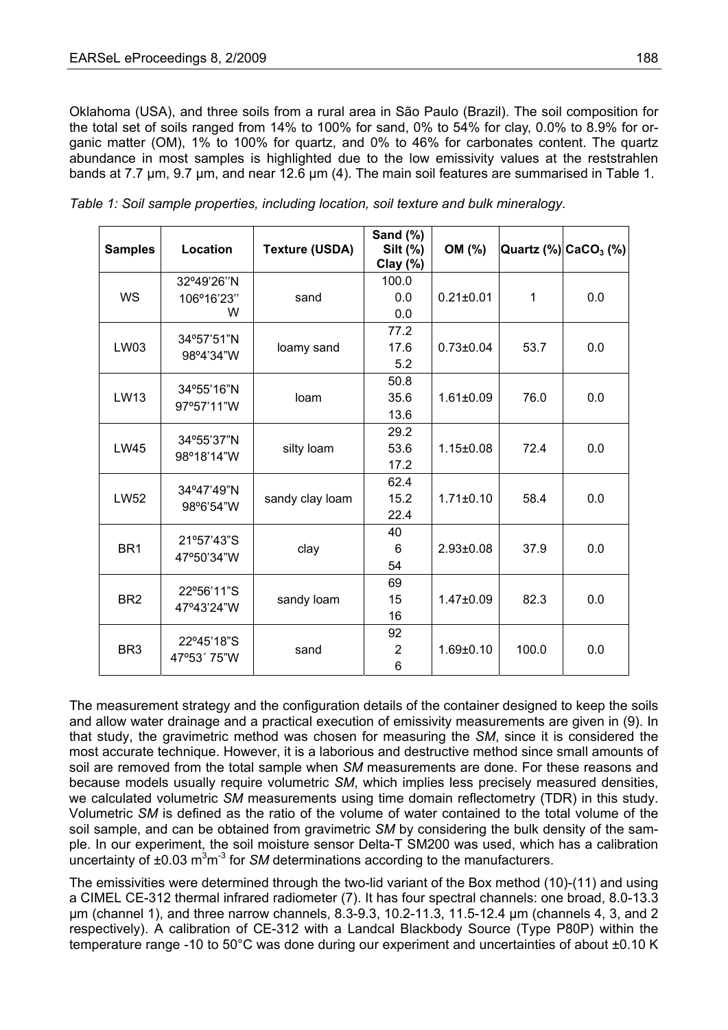Oklahoma (USA), and three soils from a rural area in São Paulo (Brazil). The soil composition for the total set of soils ranged from 14% to 100% for sand, 0% to 54% for clay, 0.0% to 8.9% for organic matter (OM), 1% to 100% for quartz, and 0% to 46% for carbonates content. The quartz abundance in most samples is highlighted due to the low emissivity values at the reststrahlen bands at 7.7 µm, 9.7 µm, and near 12.6 µm (4). The main soil features are summarised in Table 1.

*Table 1: Soil sample properties, including location, soil texture and bulk mineralogy.*

| Samples | Location | Texture (USDA) | Sand (%) Silt (%) Clay (%) | OM (%) | Quartz (%) | $CaCO_3$ (%) |
|---|---|---|---|---|---|---|
| WS | 32º49'26''N 106º16'23'' W | sand | 100.0 0.0 0.0 | 0.21±0.01 | 1 | 0.0 |
| LW03 | 34º57'51"N 98º4'34"W | loamy sand | 77.2 17.6 5.2 | 0.73±0.04 | 53.7 | 0.0 |
| LW13 | 34º55'16"N 97º57'11"W | loam | 50.8 35.6 13.6 | 1.61±0.09 | 76.0 | 0.0 |
| LW45 | 34º55'37"N 98º18'14"W | silty loam | 29.2 53.6 17.2 | 1.15±0.08 | 72.4 | 0.0 |
| LW52 | 34º47'49"N 98º6'54"W | sandy clay loam | 62.4 15.2 22.4 | 1.71±0.10 | 58.4 | 0.0 |
| BR1 | 21º57'43"S 47º50'34"W | clay | 40 6 54 | 2.93±0.08 | 37.9 | 0.0 |
| BR2 | 22º56'11"S 47º43'24"W | sandy loam | 69 15 16 | 1.47±0.09 | 82.3 | 0.0 |
| BR3 | 22º45'18"S 47º53´ 75"W | sand | 92 2 6 | 1.69±0.10 | 100.0 | 0.0 |

The measurement strategy and the configuration details of the container designed to keep the soils and allow water drainage and a practical execution of emissivity measurements are given in (9). In that study, the gravimetric method was chosen for measuring the *SM*, since it is considered the most accurate technique. However, it is a laborious and destructive method since small amounts of soil are removed from the total sample when *SM* measurements are done. For these reasons and because models usually require volumetric *SM*, which implies less precisely measured densities, we calculated volumetric *SM* measurements using time domain reflectometry (TDR) in this study. Volumetric *SM* is defined as the ratio of the volume of water contained to the total volume of the soil sample, and can be obtained from gravimetric *SM* by considering the bulk density of the sample. In our experiment, the soil moisture sensor Delta-T SM200 was used, which has a calibration uncertainty of ±0.03 $m^3m^{-3}$ for *SM* determinations according to the manufacturers.

The emissivities were determined through the two-lid variant of the Box method (10)-(11) and using a CIMEL CE-312 thermal infrared radiometer (7). It has four spectral channels: one broad, 8.0-13.3 µm (channel 1), and three narrow channels, 8.3-9.3, 10.2-11.3, 11.5-12.4 µm (channels 4, 3, and 2 respectively). A calibration of CE-312 with a Landcal Blackbody Source (Type P80P) within the temperature range -10 to 50°C was done during our experiment and uncertainties of about ±0.10 K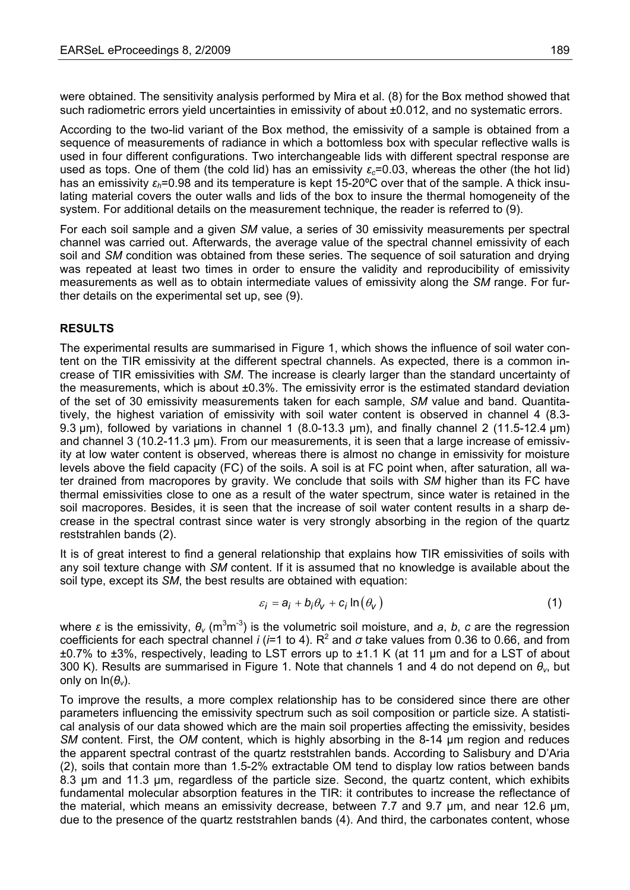were obtained. The sensitivity analysis performed by Mira et al. (8) for the Box method showed that such radiometric errors yield uncertainties in emissivity of about ±0.012, and no systematic errors.

According to the two-lid variant of the Box method, the emissivity of a sample is obtained from a sequence of measurements of radiance in which a bottomless box with specular reflective walls is used in four different configurations. Two interchangeable lids with different spectral response are used as tops. One of them (the cold lid) has an emissivity $\varepsilon_c$=0.03, whereas the other (the hot lid) has an emissivity $\varepsilon_h$=0.98 and its temperature is kept 15-20ºC over that of the sample. A thick insulating material covers the outer walls and lids of the box to insure the thermal homogeneity of the system. For additional details on the measurement technique, the reader is referred to (9).

For each soil sample and a given *SM* value, a series of 30 emissivity measurements per spectral channel was carried out. Afterwards, the average value of the spectral channel emissivity of each soil and *SM* condition was obtained from these series. The sequence of soil saturation and drying was repeated at least two times in order to ensure the validity and reproducibility of emissivity measurements as well as to obtain intermediate values of emissivity along the *SM* range. For further details on the experimental set up, see (9).

## RESULTS

The experimental results are summarised in Figure 1, which shows the influence of soil water content on the TIR emissivity at the different spectral channels. As expected, there is a common increase of TIR emissivities with *SM*. The increase is clearly larger than the standard uncertainty of the measurements, which is about ±0.3%. The emissivity error is the estimated standard deviation of the set of 30 emissivity measurements taken for each sample, *SM* value and band. Quantitatively, the highest variation of emissivity with soil water content is observed in channel 4 (8.3-9.3 µm), followed by variations in channel 1 (8.0-13.3 µm), and finally channel 2 (11.5-12.4 µm) and channel 3 (10.2-11.3 µm). From our measurements, it is seen that a large increase of emissivity at low water content is observed, whereas there is almost no change in emissivity for moisture levels above the field capacity (FC) of the soils. A soil is at FC point when, after saturation, all water drained from macropores by gravity. We conclude that soils with *SM* higher than its FC have thermal emissivities close to one as a result of the water spectrum, since water is retained in the soil macropores. Besides, it is seen that the increase of soil water content results in a sharp decrease in the spectral contrast since water is very strongly absorbing in the region of the quartz reststrahlen bands (2).

It is of great interest to find a general relationship that explains how TIR emissivities of soils with any soil texture change with *SM* content. If it is assumed that no knowledge is available about the soil type, except its *SM*, the best results are obtained with equation:

$$\varepsilon_i = a_i + b_i\theta_v + c_i \ln(\theta_v) \tag{1}$$

where $\varepsilon$ is the emissivity, $\theta_v$ ($m^3m^{-3}$) is the volumetric soil moisture, and *a*, *b*, *c* are the regression coefficients for each spectral channel *i* (*i*=1 to 4). $R^2$ and $\sigma$ take values from 0.36 to 0.66, and from ±0.7% to ±3%, respectively, leading to LST errors up to ±1.1 K (at 11 µm and for a LST of about 300 K). Results are summarised in Figure 1. Note that channels 1 and 4 do not depend on $\theta_v$, but only on $\ln(\theta_v)$.

To improve the results, a more complex relationship has to be considered since there are other parameters influencing the emissivity spectrum such as soil composition or particle size. A statistical analysis of our data showed which are the main soil properties affecting the emissivity, besides *SM* content. First, the *OM* content, which is highly absorbing in the 8-14 µm region and reduces the apparent spectral contrast of the quartz reststrahlen bands. According to Salisbury and D'Aria (2), soils that contain more than 1.5-2% extractable OM tend to display low ratios between bands 8.3 µm and 11.3 µm, regardless of the particle size. Second, the quartz content, which exhibits fundamental molecular absorption features in the TIR: it contributes to increase the reflectance of the material, which means an emissivity decrease, between 7.7 and 9.7 µm, and near 12.6 µm, due to the presence of the quartz reststrahlen bands (4). And third, the carbonates content, whose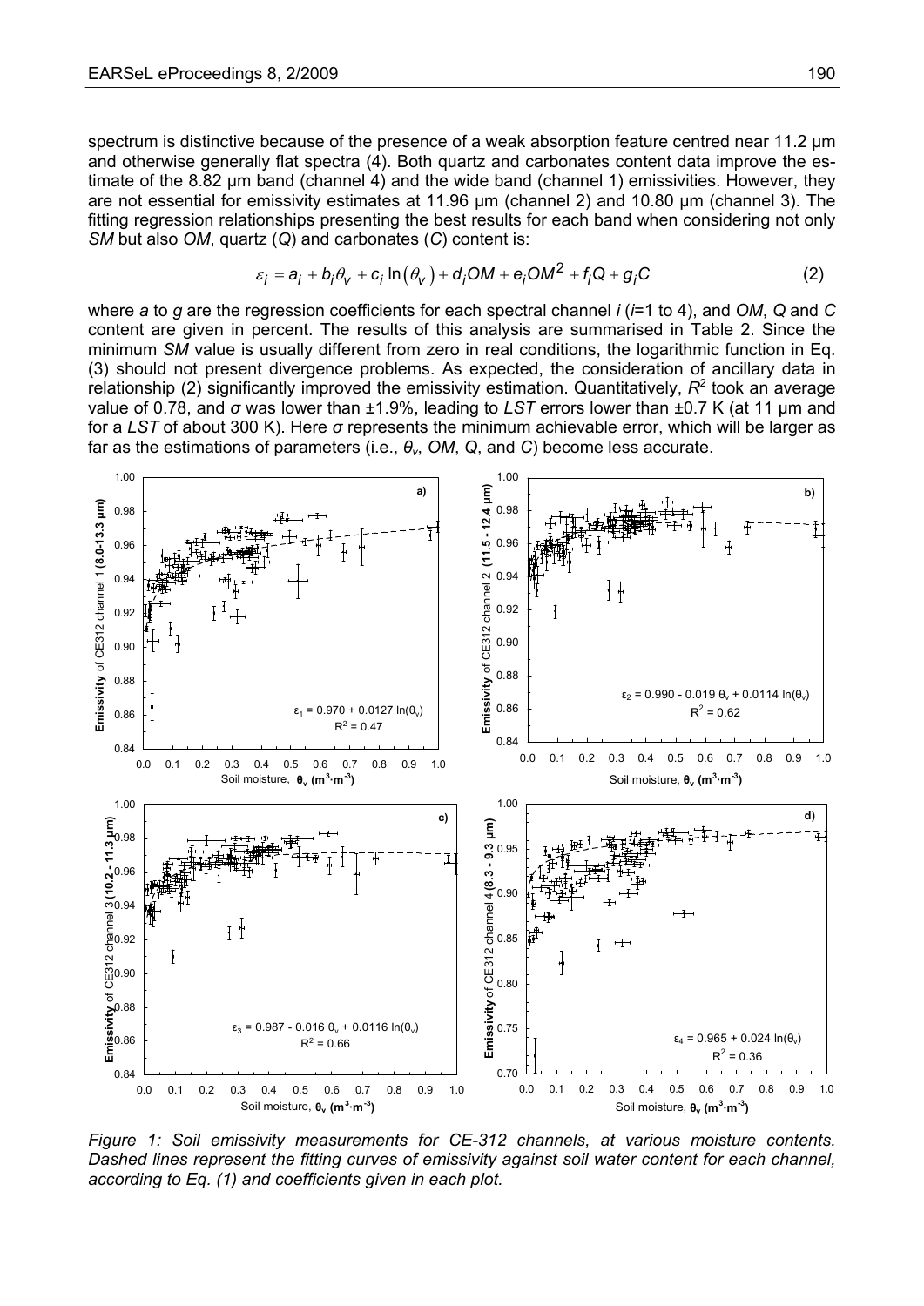spectrum is distinctive because of the presence of a weak absorption feature centred near 11.2 µm and otherwise generally flat spectra (4). Both quartz and carbonates content data improve the estimate of the 8.82 µm band (channel 4) and the wide band (channel 1) emissivities. However, they are not essential for emissivity estimates at 11.96 µm (channel 2) and 10.80 µm (channel 3). The fitting regression relationships presenting the best results for each band when considering not only *SM* but also *OM*, quartz (*Q*) and carbonates (*C*) content is:

$$\varepsilon_i = a_i + b_i\theta_v + c_i \ln(\theta_v) + d_i OM + e_i OM^2 + f_i Q + g_i C \qquad (2)$$

where *a* to *g* are the regression coefficients for each spectral channel *i* (*i*=1 to 4), and *OM*, *Q* and *C* content are given in percent. The results of this analysis are summarised in Table 2. Since the minimum *SM* value is usually different from zero in real conditions, the logarithmic function in Eq. (3) should not present divergence problems. As expected, the consideration of ancillary data in relationship (2) significantly improved the emissivity estimation. Quantitatively, $R^2$ took an average value of 0.78, and $\sigma$ was lower than ±1.9%, leading to *LST* errors lower than ±0.7 K (at 11 µm and for a *LST* of about 300 K). Here $\sigma$ represents the minimum achievable error, which will be larger as far as the estimations of parameters (i.e., $\theta_v$, *OM*, *Q*, and *C*) become less accurate.

*Figure 1: Soil emissivity measurements for CE-312 channels, at various moisture contents. Dashed lines represent the fitting curves of emissivity against soil water content for each channel, according to Eq. (1) and coefficients given in each plot.*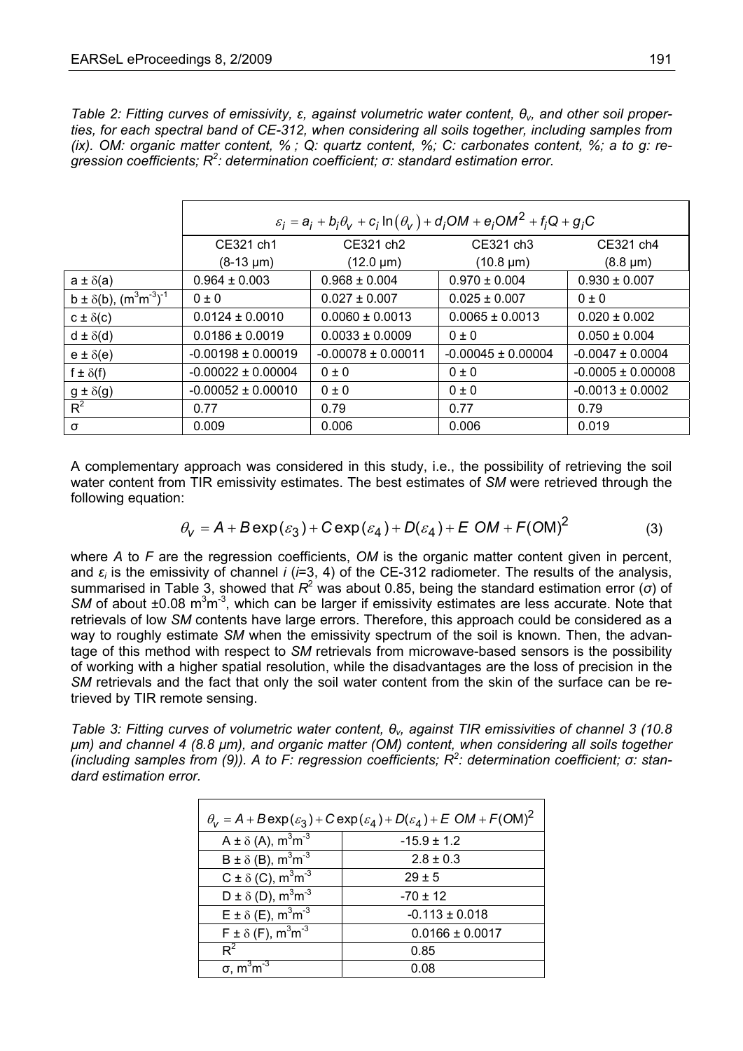*Table 2: Fitting curves of emissivity, ε, against volumetric water content, $\theta_v$, and other soil properties, for each spectral band of CE-312, when considering all soils together, including samples from (ix). OM: organic matter content, % ; Q: quartz content, %; C: carbonates content, %; a to g: regression coefficients; $R^2$: determination coefficient; σ: standard estimation error.*

| | $\varepsilon_i = a_i + b_i\theta_v + c_i \ln(\theta_v) + d_i OM + e_i OM^2 + f_i Q + g_i C$ | | | |
|---|---|---|---|---|
| | CE321 ch1 (8-13 µm) | CE321 ch2 (12.0 µm) | CE321 ch3 (10.8 µm) | CE321 ch4 (8.8 µm) |
| $a \pm \delta(a)$ | 0.964 ± 0.003 | 0.968 ± 0.004 | 0.970 ± 0.004 | 0.930 ± 0.007 |
| $b \pm \delta(b)$, $(m^3m^{-3})^{-1}$ | 0 ± 0 | 0.027 ± 0.007 | 0.025 ± 0.007 | 0 ± 0 |
| $c \pm \delta(c)$ | 0.0124 ± 0.0010 | 0.0060 ± 0.0013 | 0.0065 ± 0.0013 | 0.020 ± 0.002 |
| $d \pm \delta(d)$ | 0.0186 ± 0.0019 | 0.0033 ± 0.0009 | 0 ± 0 | 0.050 ± 0.004 |
| $e \pm \delta(e)$ | -0.00198 ± 0.00019 | -0.00078 ± 0.00011 | -0.00045 ± 0.00004 | -0.0047 ± 0.0004 |
| $f \pm \delta(f)$ | -0.00022 ± 0.00004 | 0 ± 0 | 0 ± 0 | -0.0005 ± 0.00008 |
| $g \pm \delta(g)$ | -0.00052 ± 0.00010 | 0 ± 0 | 0 ± 0 | -0.0013 ± 0.0002 |
| $R^2$ | 0.77 | 0.79 | 0.77 | 0.79 |
| σ | 0.009 | 0.006 | 0.006 | 0.019 |

A complementary approach was considered in this study, i.e., the possibility of retrieving the soil water content from TIR emissivity estimates. The best estimates of *SM* were retrieved through the following equation:

$$\theta_v = A + B\exp(\varepsilon_3) + C\exp(\varepsilon_4) + D(\varepsilon_4) + E\ OM + F(OM)^2 \tag{3}$$

where *A* to *F* are the regression coefficients, *OM* is the organic matter content given in percent, and $\varepsilon_i$ is the emissivity of channel *i* (*i*=3, 4) of the CE-312 radiometer. The results of the analysis, summarised in Table 3, showed that $R^2$ was about 0.85, being the standard estimation error (σ) of *SM* of about ±0.08 $m^3m^{-3}$, which can be larger if emissivity estimates are less accurate. Note that retrievals of low *SM* contents have large errors. Therefore, this approach could be considered as a way to roughly estimate *SM* when the emissivity spectrum of the soil is known. Then, the advantage of this method with respect to *SM* retrievals from microwave-based sensors is the possibility of working with a higher spatial resolution, while the disadvantages are the loss of precision in the *SM* retrievals and the fact that only the soil water content from the skin of the surface can be retrieved by TIR remote sensing.

*Table 3: Fitting curves of volumetric water content, $\theta_v$, against TIR emissivities of channel 3 (10.8 µm) and channel 4 (8.8 µm), and organic matter (OM) content, when considering all soils together (including samples from (9)). A to F: regression coefficients; $R^2$: determination coefficient; σ: standard estimation error.*

| $\theta_v = A + B\exp(\varepsilon_3) + C\exp(\varepsilon_4) + D(\varepsilon_4) + E\ OM + F(OM)^2$ | |
|---|---|
| $A \pm \delta(A)$, $m^3m^{-3}$ | -15.9 ± 1.2 |
| $B \pm \delta(B)$, $m^3m^{-3}$ | 2.8 ± 0.3 |
| $C \pm \delta(C)$, $m^3m^{-3}$ | 29 ± 5 |
| $D \pm \delta(D)$, $m^3m^{-3}$ | -70 ± 12 |
| $E \pm \delta(E)$, $m^3m^{-3}$ | -0.113 ± 0.018 |
| $F \pm \delta(F)$, $m^3m^{-3}$ | 0.0166 ± 0.0017 |
| $R^2$ | 0.85 |
| σ, $m^3m^{-3}$ | 0.08 |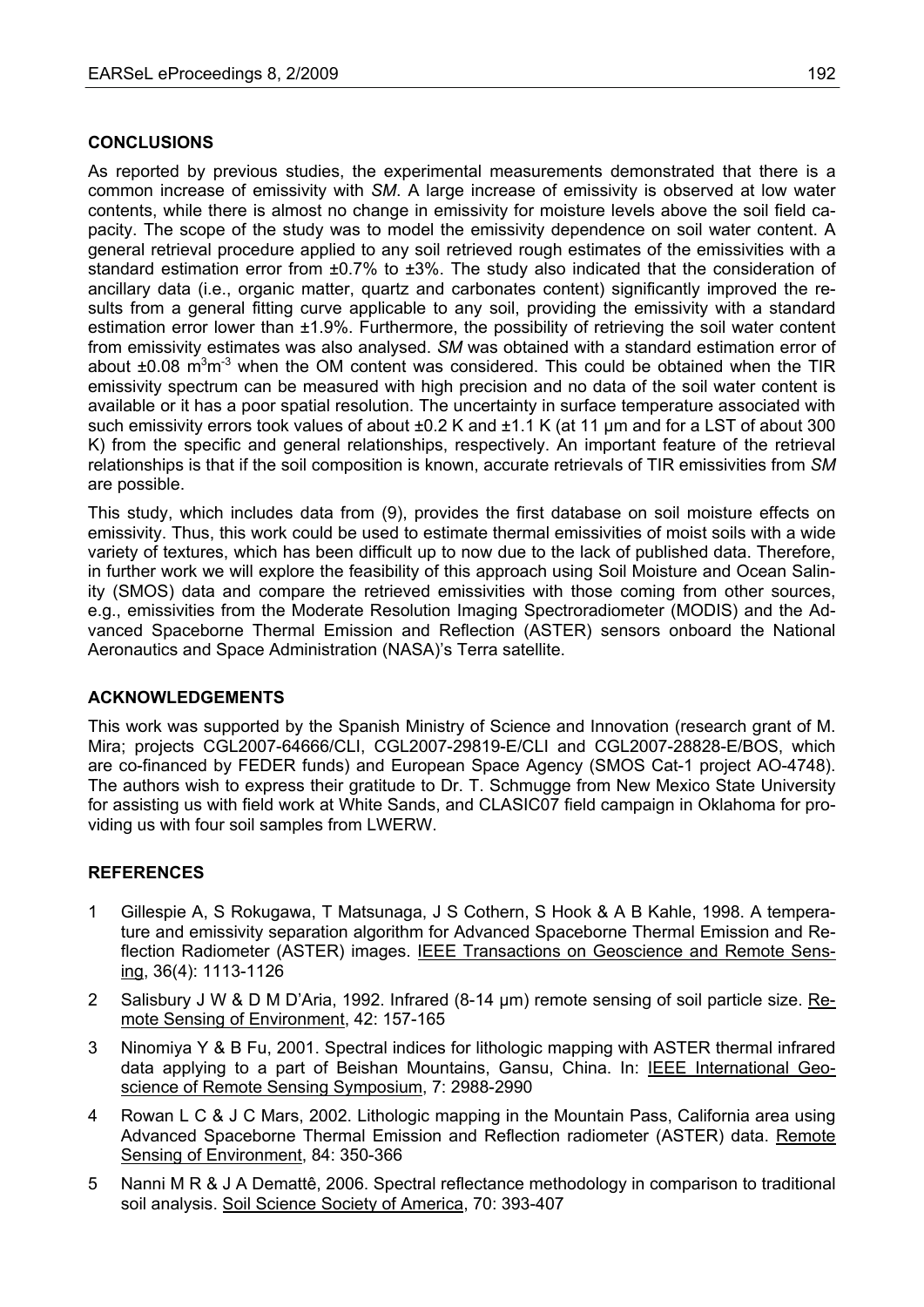## CONCLUSIONS

As reported by previous studies, the experimental measurements demonstrated that there is a common increase of emissivity with *SM*. A large increase of emissivity is observed at low water contents, while there is almost no change in emissivity for moisture levels above the soil field capacity. The scope of the study was to model the emissivity dependence on soil water content. A general retrieval procedure applied to any soil retrieved rough estimates of the emissivities with a standard estimation error from ±0.7% to ±3%. The study also indicated that the consideration of ancillary data (i.e., organic matter, quartz and carbonates content) significantly improved the results from a general fitting curve applicable to any soil, providing the emissivity with a standard estimation error lower than ±1.9%. Furthermore, the possibility of retrieving the soil water content from emissivity estimates was also analysed. *SM* was obtained with a standard estimation error of about ±0.08 $m^3m^{-3}$ when the OM content was considered. This could be obtained when the TIR emissivity spectrum can be measured with high precision and no data of the soil water content is available or it has a poor spatial resolution. The uncertainty in surface temperature associated with such emissivity errors took values of about ±0.2 K and ±1.1 K (at 11 µm and for a LST of about 300 K) from the specific and general relationships, respectively. An important feature of the retrieval relationships is that if the soil composition is known, accurate retrievals of TIR emissivities from *SM* are possible.

This study, which includes data from (9), provides the first database on soil moisture effects on emissivity. Thus, this work could be used to estimate thermal emissivities of moist soils with a wide variety of textures, which has been difficult up to now due to the lack of published data. Therefore, in further work we will explore the feasibility of this approach using Soil Moisture and Ocean Salinity (SMOS) data and compare the retrieved emissivities with those coming from other sources, e.g., emissivities from the Moderate Resolution Imaging Spectroradiometer (MODIS) and the Advanced Spaceborne Thermal Emission and Reflection (ASTER) sensors onboard the National Aeronautics and Space Administration (NASA)'s Terra satellite.

## ACKNOWLEDGEMENTS

This work was supported by the Spanish Ministry of Science and Innovation (research grant of M. Mira; projects CGL2007-64666/CLI, CGL2007-29819-E/CLI and CGL2007-28828-E/BOS, which are co-financed by FEDER funds) and European Space Agency (SMOS Cat-1 project AO-4748). The authors wish to express their gratitude to Dr. T. Schmugge from New Mexico State University for assisting us with field work at White Sands, and CLASIC07 field campaign in Oklahoma for providing us with four soil samples from LWERW.

## REFERENCES

1. Gillespie A, S Rokugawa, T Matsunaga, J S Cothern, S Hook & A B Kahle, 1998. A temperature and emissivity separation algorithm for Advanced Spaceborne Thermal Emission and Reflection Radiometer (ASTER) images. IEEE Transactions on Geoscience and Remote Sensing, 36(4): 1113-1126
2. Salisbury J W & D M D'Aria, 1992. Infrared (8-14 µm) remote sensing of soil particle size. Remote Sensing of Environment, 42: 157-165
3. Ninomiya Y & B Fu, 2001. Spectral indices for lithologic mapping with ASTER thermal infrared data applying to a part of Beishan Mountains, Gansu, China. In: IEEE International Geoscience of Remote Sensing Symposium, 7: 2988-2990
4. Rowan L C & J C Mars, 2002. Lithologic mapping in the Mountain Pass, California area using Advanced Spaceborne Thermal Emission and Reflection radiometer (ASTER) data. Remote Sensing of Environment, 84: 350-366
5. Nanni M R & J A Demattê, 2006. Spectral reflectance methodology in comparison to traditional soil analysis. Soil Science Society of America, 70: 393-407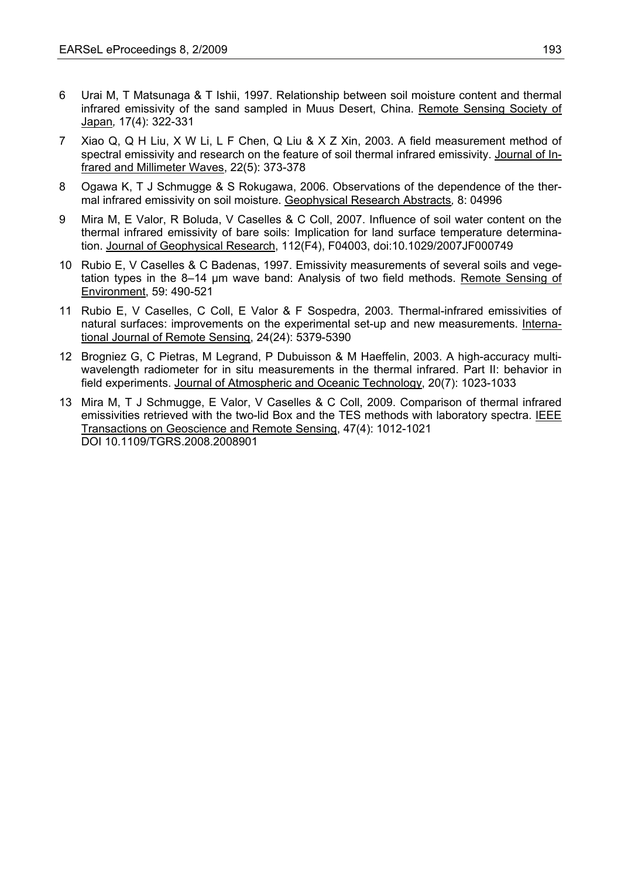6 Urai M, T Matsunaga & T Ishii, 1997. Relationship between soil moisture content and thermal infrared emissivity of the sand sampled in Muus Desert, China. Remote Sensing Society of Japan, 17(4): 322-331

7 Xiao Q, Q H Liu, X W Li, L F Chen, Q Liu & X Z Xin, 2003. A field measurement method of spectral emissivity and research on the feature of soil thermal infrared emissivity. Journal of Infrared and Millimeter Waves, 22(5): 373-378

8 Ogawa K, T J Schmugge & S Rokugawa, 2006. Observations of the dependence of the thermal infrared emissivity on soil moisture. Geophysical Research Abstracts, 8: 04996

9 Mira M, E Valor, R Boluda, V Caselles & C Coll, 2007. Influence of soil water content on the thermal infrared emissivity of bare soils: Implication for land surface temperature determination. Journal of Geophysical Research, 112(F4), F04003, doi:10.1029/2007JF000749

10 Rubio E, V Caselles & C Badenas, 1997. Emissivity measurements of several soils and vegetation types in the 8–14 µm wave band: Analysis of two field methods. Remote Sensing of Environment, 59: 490-521

11 Rubio E, V Caselles, C Coll, E Valor & F Sospedra, 2003. Thermal-infrared emissivities of natural surfaces: improvements on the experimental set-up and new measurements. International Journal of Remote Sensing, 24(24): 5379-5390

12 Brogniez G, C Pietras, M Legrand, P Dubuisson & M Haeffelin, 2003. A high-accuracy multiwavelength radiometer for in situ measurements in the thermal infrared. Part II: behavior in field experiments. Journal of Atmospheric and Oceanic Technology, 20(7): 1023-1033

13 Mira M, T J Schmugge, E Valor, V Caselles & C Coll, 2009. Comparison of thermal infrared emissivities retrieved with the two-lid Box and the TES methods with laboratory spectra. IEEE Transactions on Geoscience and Remote Sensing, 47(4): 1012-1021 DOI 10.1109/TGRS.2008.2008901